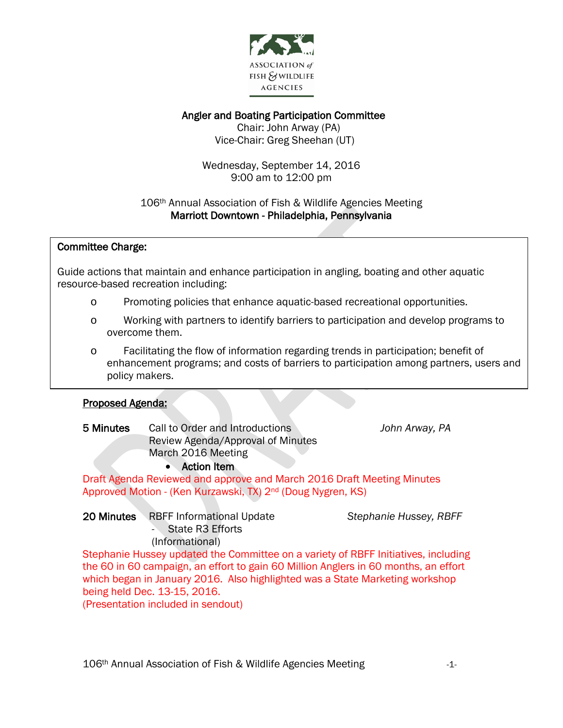ASSOCIATION of FISH & WILDLIFE AGENCIES

**Angler and Boating Participation Committee**
Chair: John Arway (PA)
Vice-Chair: Greg Sheehan (UT)

Wednesday, September 14, 2016
9:00 am to 12:00 pm

106th Annual Association of Fish & Wildlife Agencies Meeting
**Marriott Downtown - Philadelphia, Pennsylvania**

**Committee Charge:**

Guide actions that maintain and enhance participation in angling, boating and other aquatic resource-based recreation including:

- Promoting policies that enhance aquatic-based recreational opportunities.
- Working with partners to identify barriers to participation and develop programs to overcome them.
- Facilitating the flow of information regarding trends in participation; benefit of enhancement programs; and costs of barriers to participation among partners, users and policy makers.

**Proposed Agenda:**

**5 Minutes** Call to Order and Introductions — *John Arway, PA*
Review Agenda/Approval of Minutes
March 2016 Meeting

- **Action Item**

Draft Agenda Reviewed and approve and March 2016 Draft Meeting Minutes Approved Motion - (Ken Kurzawski, TX) 2nd (Doug Nygren, KS)

**20 Minutes** RBFF Informational Update — *Stephanie Hussey, RBFF*
- State R3 Efforts
(Informational)

Stephanie Hussey updated the Committee on a variety of RBFF Initiatives, including the 60 in 60 campaign, an effort to gain 60 Million Anglers in 60 months, an effort which began in January 2016. Also highlighted was a State Marketing workshop being held Dec. 13-15, 2016.
(Presentation included in sendout)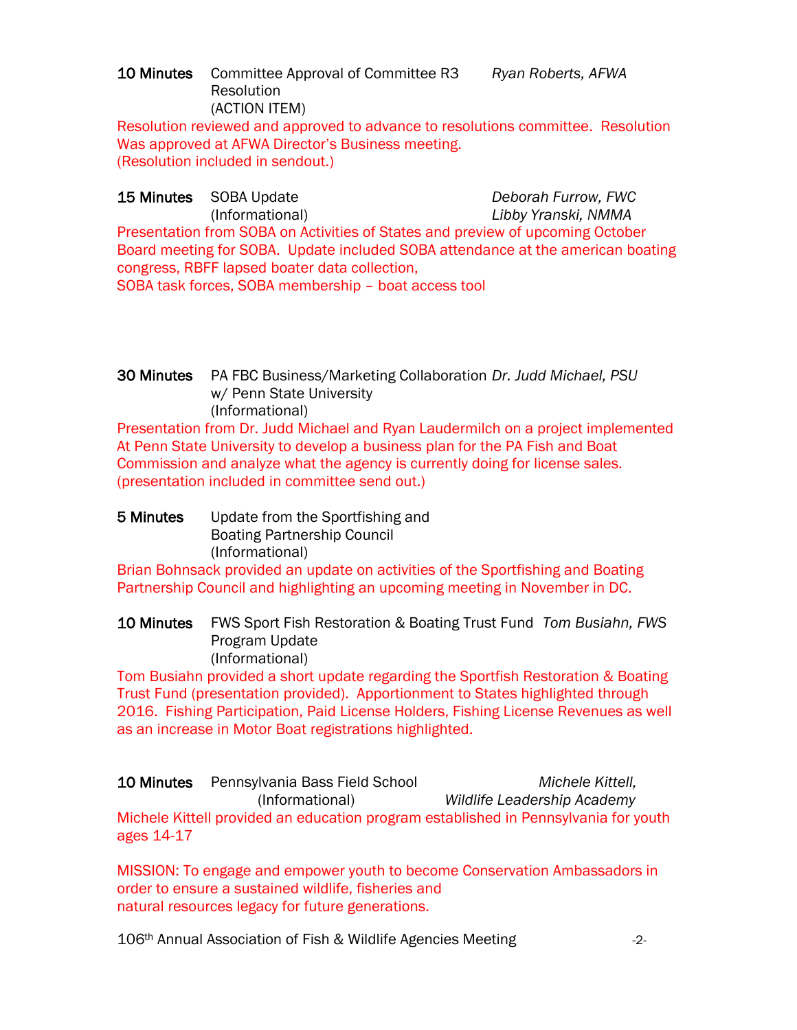**10 Minutes** Committee Approval of Committee R3 Resolution (ACTION ITEM) — *Ryan Roberts, AFWA*

Resolution reviewed and approved to advance to resolutions committee. Resolution Was approved at AFWA Director's Business meeting. (Resolution included in sendout.)

**15 Minutes** SOBA Update (Informational) — *Deborah Furrow, FWC*; *Libby Yranski, NMMA*

Presentation from SOBA on Activities of States and preview of upcoming October Board meeting for SOBA. Update included SOBA attendance at the american boating congress, RBFF lapsed boater data collection,
SOBA task forces, SOBA membership – boat access tool

**30 Minutes** PA FBC Business/Marketing Collaboration w/ Penn State University (Informational) — *Dr. Judd Michael, PSU*

Presentation from Dr. Judd Michael and Ryan Laudermilch on a project implemented At Penn State University to develop a business plan for the PA Fish and Boat Commission and analyze what the agency is currently doing for license sales. (presentation included in committee send out.)

**5 Minutes** Update from the Sportfishing and Boating Partnership Council (Informational)

Brian Bohnsack provided an update on activities of the Sportfishing and Boating Partnership Council and highlighting an upcoming meeting in November in DC.

**10 Minutes** FWS Sport Fish Restoration & Boating Trust Fund Program Update (Informational) — *Tom Busiahn, FWS*

Tom Busiahn provided a short update regarding the Sportfish Restoration & Boating Trust Fund (presentation provided). Apportionment to States highlighted through 2016. Fishing Participation, Paid License Holders, Fishing License Revenues as well as an increase in Motor Boat registrations highlighted.

**10 Minutes** Pennsylvania Bass Field School (Informational) — *Michele Kittell, Wildlife Leadership Academy*

Michele Kittell provided an education program established in Pennsylvania for youth ages 14-17

MISSION: To engage and empower youth to become Conservation Ambassadors in order to ensure a sustained wildlife, fisheries and
natural resources legacy for future generations.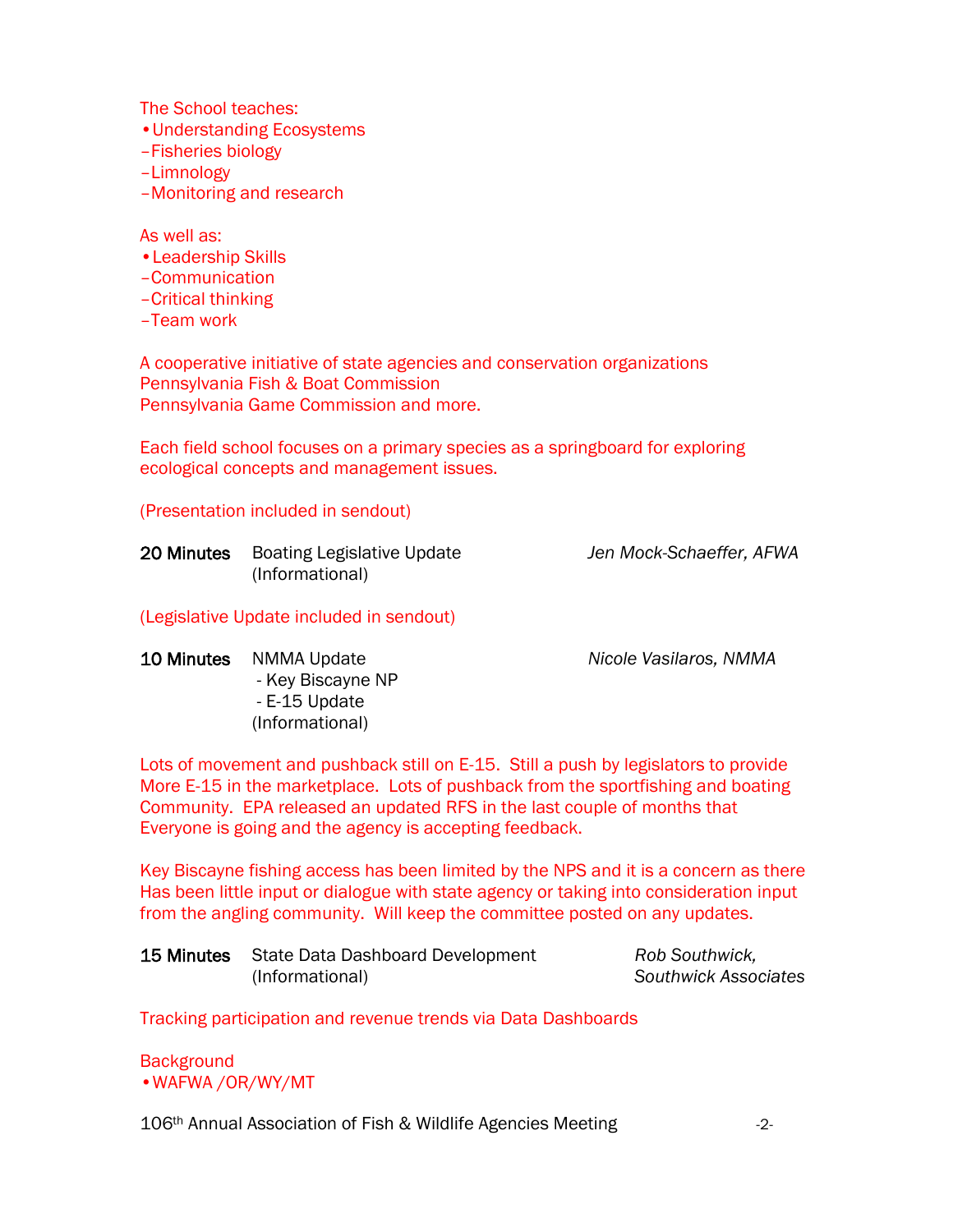The School teaches:
- Understanding Ecosystems
  - Fisheries biology
  - Limnology
  - Monitoring and research

As well as:
- Leadership Skills
  - Communication
  - Critical thinking
  - Team work

A cooperative initiative of state agencies and conservation organizations
Pennsylvania Fish & Boat Commission
Pennsylvania Game Commission and more.

Each field school focuses on a primary species as a springboard for exploring ecological concepts and management issues.

(Presentation included in sendout)

| | | |
|---|---|---|
| **20 Minutes** | Boating Legislative Update (Informational) | *Jen Mock-Schaeffer, AFWA* |

(Legislative Update included in sendout)

| | | |
|---|---|---|
| **10 Minutes** | NMMA Update<br>- Key Biscayne NP<br>- E-15 Update<br>(Informational) | *Nicole Vasilaros, NMMA* |

Lots of movement and pushback still on E-15. Still a push by legislators to provide More E-15 in the marketplace. Lots of pushback from the sportfishing and boating Community. EPA released an updated RFS in the last couple of months that Everyone is going and the agency is accepting feedback.

Key Biscayne fishing access has been limited by the NPS and it is a concern as there Has been little input or dialogue with state agency or taking into consideration input from the angling community. Will keep the committee posted on any updates.

| | | |
|---|---|---|
| **15 Minutes** | State Data Dashboard Development (Informational) | *Rob Southwick, Southwick Associates* |

Tracking participation and revenue trends via Data Dashboards

Background
- WAFWA /OR/WY/MT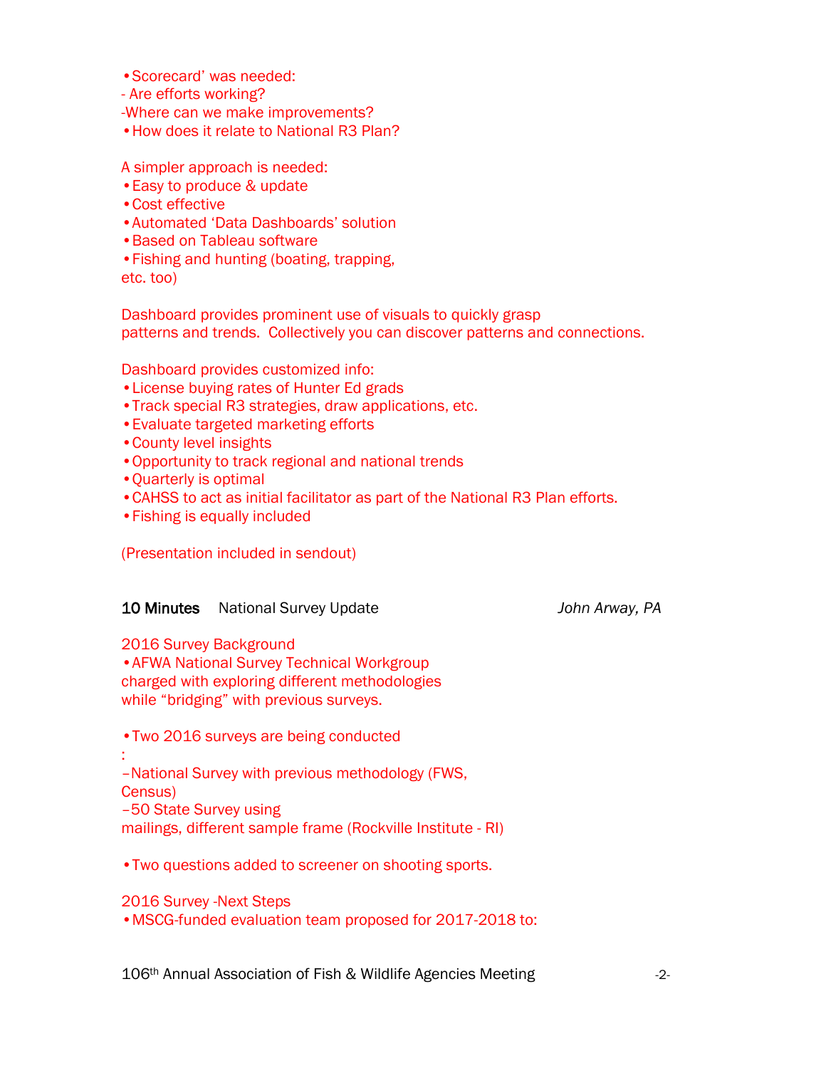- Scorecard' was needed:
  - Are efforts working?
  - Where can we make improvements?
- How does it relate to National R3 Plan?

A simpler approach is needed:

- Easy to produce & update
- Cost effective
- Automated 'Data Dashboards' solution
- Based on Tableau software
- Fishing and hunting (boating, trapping, etc. too)

Dashboard provides prominent use of visuals to quickly grasp patterns and trends. Collectively you can discover patterns and connections.

Dashboard provides customized info:

- License buying rates of Hunter Ed grads
- Track special R3 strategies, draw applications, etc.
- Evaluate targeted marketing efforts
- County level insights
- Opportunity to track regional and national trends
- Quarterly is optimal
- CAHSS to act as initial facilitator as part of the National R3 Plan efforts.
- Fishing is equally included

(Presentation included in sendout)

**10 Minutes** National Survey Update *John Arway, PA*

2016 Survey Background

- AFWA National Survey Technical Workgroup charged with exploring different methodologies while "bridging" with previous surveys.

- Two 2016 surveys are being conducted:
  - –National Survey with previous methodology (FWS, Census)
  - –50 State Survey using mailings, different sample frame (Rockville Institute - RI)

- Two questions added to screener on shooting sports.

2016 Survey -Next Steps

- MSCG-funded evaluation team proposed for 2017-2018 to: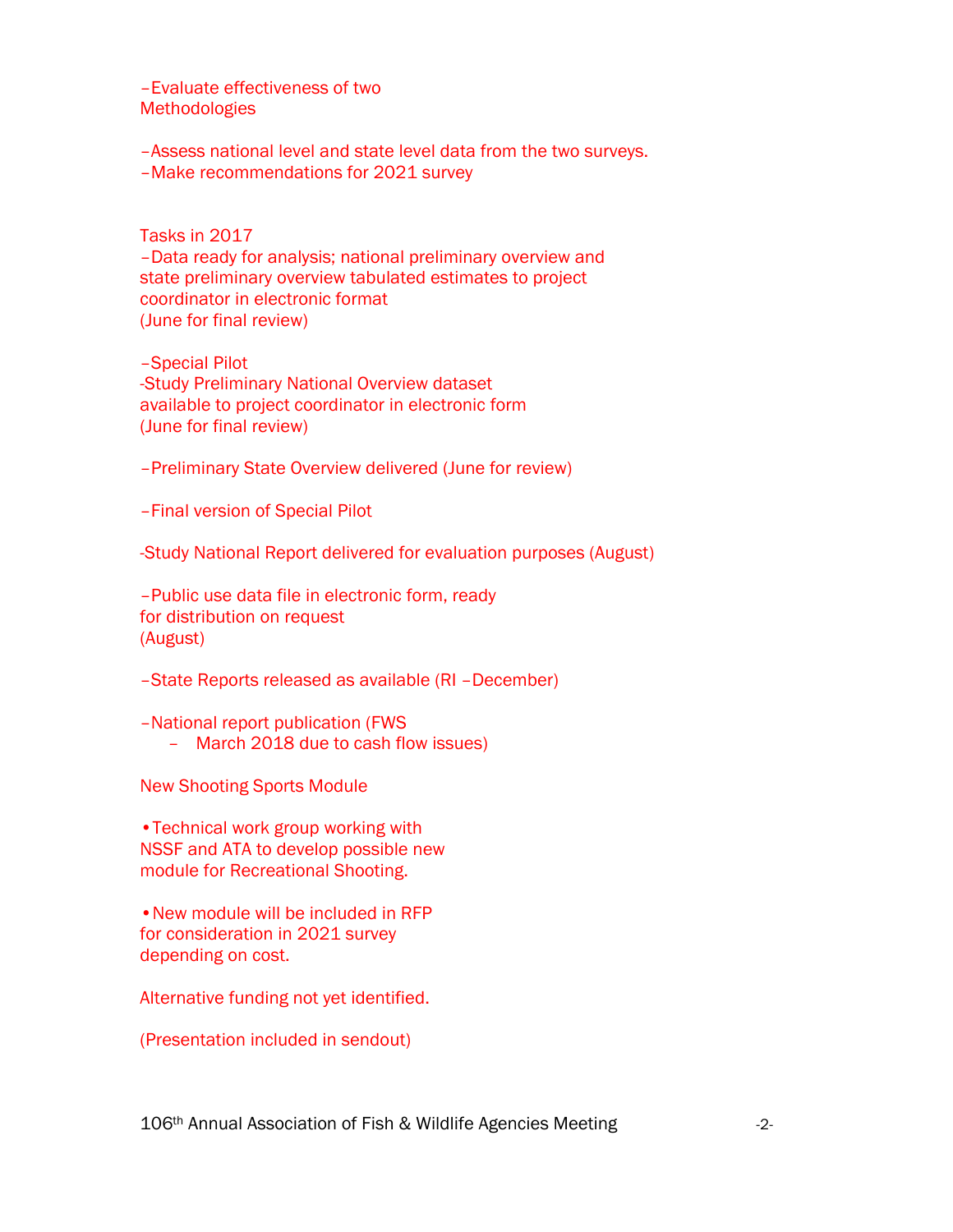–Evaluate effectiveness of two Methodologies

–Assess national level and state level data from the two surveys.
–Make recommendations for 2021 survey

Tasks in 2017
–Data ready for analysis; national preliminary overview and state preliminary overview tabulated estimates to project coordinator in electronic format
(June for final review)

–Special Pilot
-Study Preliminary National Overview dataset available to project coordinator in electronic form
(June for final review)

–Preliminary State Overview delivered (June for review)

–Final version of Special Pilot

-Study National Report delivered for evaluation purposes (August)

–Public use data file in electronic form, ready for distribution on request
(August)

–State Reports released as available (RI –December)

–National report publication (FWS
- March 2018 due to cash flow issues)

New Shooting Sports Module

- Technical work group working with NSSF and ATA to develop possible new module for Recreational Shooting.

- New module will be included in RFP for consideration in 2021 survey depending on cost.

Alternative funding not yet identified.

(Presentation included in sendout)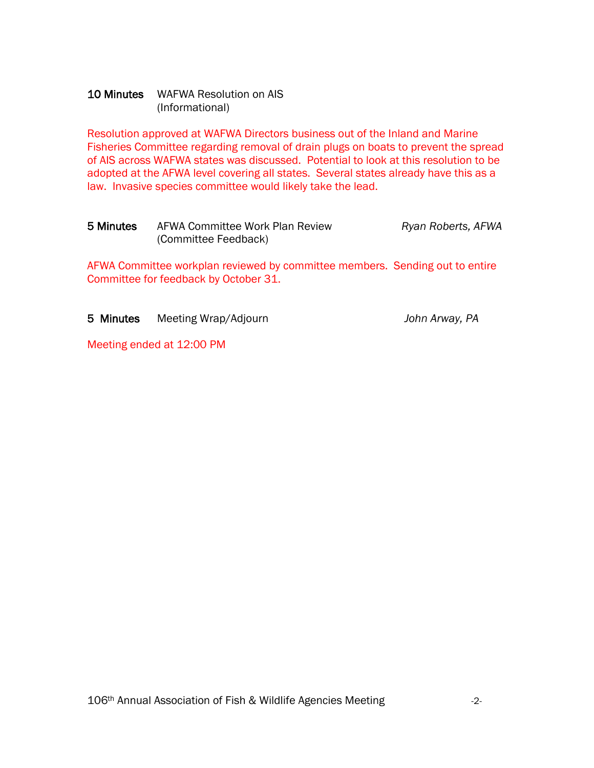**10 Minutes** WAFWA Resolution on AIS
(Informational)

Resolution approved at WAFWA Directors business out of the Inland and Marine Fisheries Committee regarding removal of drain plugs on boats to prevent the spread of AIS across WAFWA states was discussed. Potential to look at this resolution to be adopted at the AFWA level covering all states. Several states already have this as a law. Invasive species committee would likely take the lead.

**5 Minutes** AFWA Committee Work Plan Review *Ryan Roberts, AFWA*
(Committee Feedback)

AFWA Committee workplan reviewed by committee members. Sending out to entire Committee for feedback by October 31.

**5 Minutes** Meeting Wrap/Adjourn *John Arway, PA*

Meeting ended at 12:00 PM